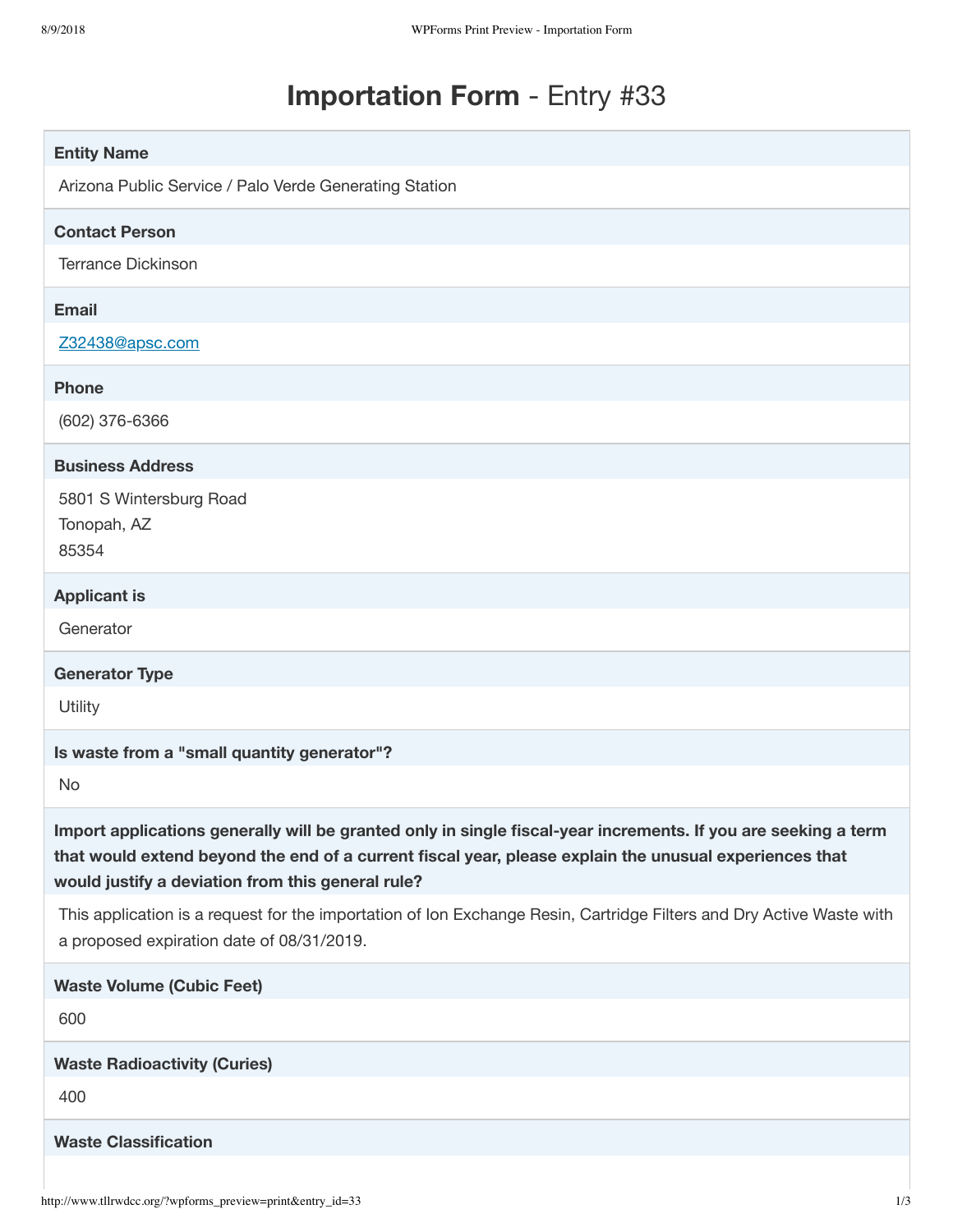# **Importation Form** - Entry #33

**Entity Name**

Arizona Public Service / Palo Verde Generating Station

**Contact Person**

Terrance Dickinson

**Email**

Z32438@apsc.com

**Phone**

(602) 376-6366

**Business Address**

5801 S Wintersburg Road
Tonopah, AZ
85354

**Applicant is**

Generator

**Generator Type**

Utility

**Is waste from a "small quantity generator"?**

No

**Import applications generally will be granted only in single fiscal-year increments. If you are seeking a term that would extend beyond the end of a current fiscal year, please explain the unusual experiences that would justify a deviation from this general rule?**

This application is a request for the importation of Ion Exchange Resin, Cartridge Filters and Dry Active Waste with a proposed expiration date of 08/31/2019.

**Waste Volume (Cubic Feet)**

600

**Waste Radioactivity (Curies)**

400

**Waste Classification**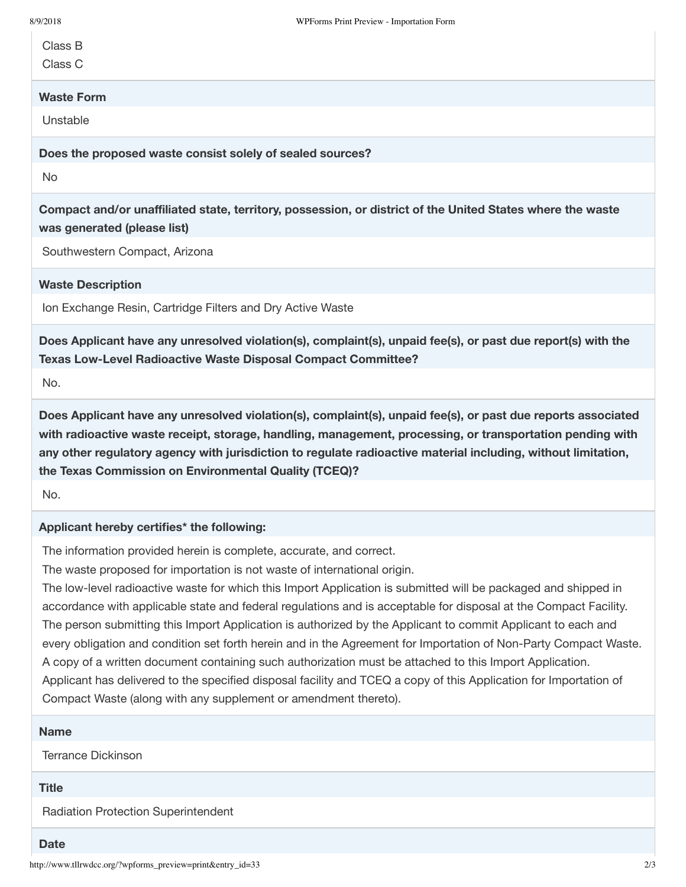Class B
Class C

**Waste Form**

Unstable

**Does the proposed waste consist solely of sealed sources?**

No

**Compact and/or unaffiliated state, territory, possession, or district of the United States where the waste was generated (please list)**

Southwestern Compact, Arizona

**Waste Description**

Ion Exchange Resin, Cartridge Filters and Dry Active Waste

**Does Applicant have any unresolved violation(s), complaint(s), unpaid fee(s), or past due report(s) with the Texas Low-Level Radioactive Waste Disposal Compact Committee?**

No.

**Does Applicant have any unresolved violation(s), complaint(s), unpaid fee(s), or past due reports associated with radioactive waste receipt, storage, handling, management, processing, or transportation pending with any other regulatory agency with jurisdiction to regulate radioactive material including, without limitation, the Texas Commission on Environmental Quality (TCEQ)?**

No.

**Applicant hereby certifies* the following:**

The information provided herein is complete, accurate, and correct.
The waste proposed for importation is not waste of international origin.
The low-level radioactive waste for which this Import Application is submitted will be packaged and shipped in accordance with applicable state and federal regulations and is acceptable for disposal at the Compact Facility.
The person submitting this Import Application is authorized by the Applicant to commit Applicant to each and every obligation and condition set forth herein and in the Agreement for Importation of Non-Party Compact Waste. A copy of a written document containing such authorization must be attached to this Import Application.
Applicant has delivered to the specified disposal facility and TCEQ a copy of this Application for Importation of Compact Waste (along with any supplement or amendment thereto).

**Name**

Terrance Dickinson

**Title**

Radiation Protection Superintendent

**Date**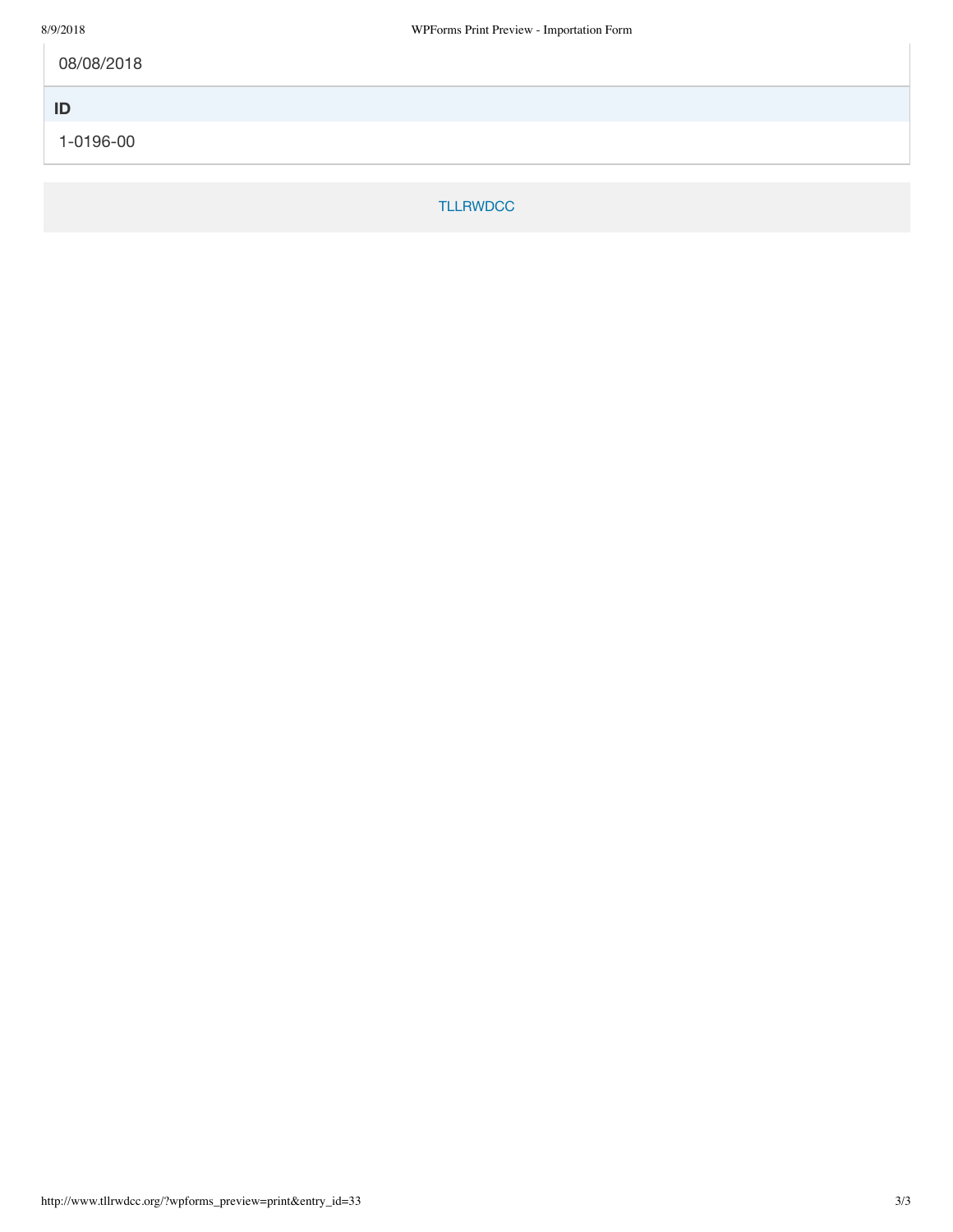08/08/2018

**ID**

1-0196-00

TLLRWDCC